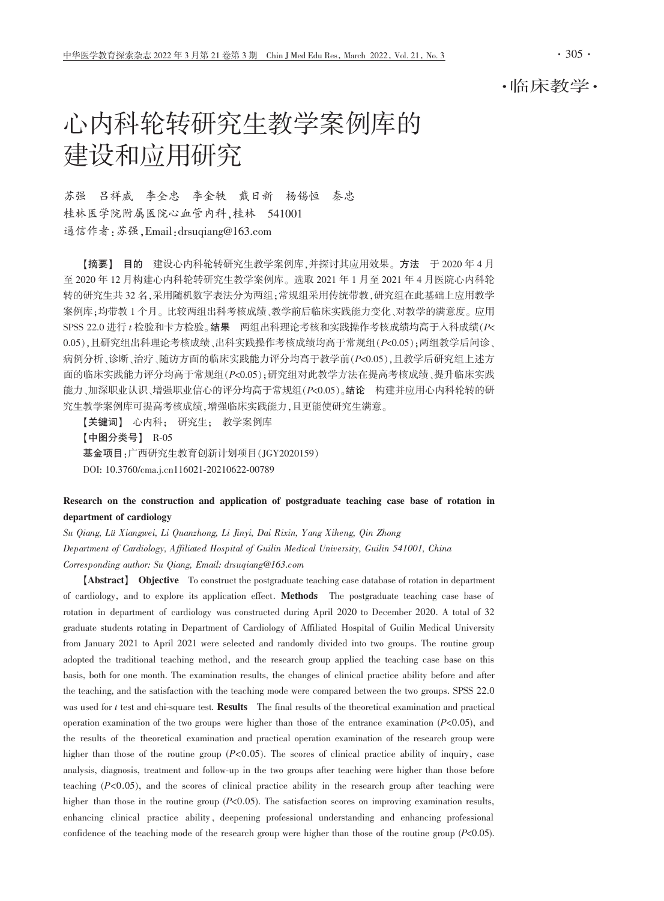·临床教学·

# 心内科轮转研究生教学案例库的建设和应用研究

苏强　吕祥威　李全忠　李金轶　戴日新　杨锡恒　秦忠

桂林医学院附属医院心血管内科，桂林　541001

通信作者：苏强，Email：drsuqiang@163.com

【摘要】 **目的**　建设心内科轮转研究生教学案例库，并探讨其应用效果。**方法**　于 2020 年 4 月至 2020 年 12 月构建心内科轮转研究生教学案例库。选取 2021 年 1 月至 2021 年 4 月医院心内科轮转的研究生共 32 名，采用随机数字表法分为两组；常规组采用传统带教，研究组在此基础上应用教学案例库；均带教 1 个月。比较两组出科考核成绩、教学前后临床实践能力变化、对教学的满意度。应用 SPSS 22.0 进行 $t$ 检验和卡方检验。**结果**　两组出科理论考核和实践操作考核成绩均高于入科成绩（$P<0.05$），且研究组出科理论考核成绩、出科实践操作考核成绩均高于常规组（$P<0.05$）；两组教学后问诊、病例分析、诊断、治疗、随访方面的临床实践能力评分均高于教学前（$P<0.05$），且教学后研究组上述方面的临床实践能力评分均高于常规组（$P<0.05$）；研究组对此教学方法在提高考核成绩、提升临床实践能力、加深职业认识、增强职业信心的评分均高于常规组（$P<0.05$）。**结论**　构建并应用心内科轮转的研究生教学案例库可提高考核成绩，增强临床实践能力，且更能使研究生满意。

【关键词】 心内科；　研究生；　教学案例库

【中图分类号】 R-05

基金项目：广西研究生教育创新计划项目（JGY2020159）

DOI: 10.3760/cma.j.cn116021-20210622-00789

**Research on the construction and application of postgraduate teaching case base of rotation in department of cardiology**

*Su Qiang, Lü Xiangwei, Li Quanzhong, Li Jinyi, Dai Rixin, Yang Xiheng, Qin Zhong*

*Department of Cardiology, Affiliated Hospital of Guilin Medical University, Guilin 541001, China*

*Corresponding author: Su Qiang, Email: drsuqiang@163.com*

【Abstract】 **Objective**　To construct the postgraduate teaching case database of rotation in department of cardiology, and to explore its application effect. **Methods**　The postgraduate teaching case base of rotation in department of cardiology was constructed during April 2020 to December 2020. A total of 32 graduate students rotating in Department of Cardiology of Affiliated Hospital of Guilin Medical University from January 2021 to April 2021 were selected and randomly divided into two groups. The routine group adopted the traditional teaching method, and the research group applied the teaching case base on this basis, both for one month. The examination results, the changes of clinical practice ability before and after the teaching, and the satisfaction with the teaching mode were compared between the two groups. SPSS 22.0 was used for $t$ test and chi-square test. **Results**　The final results of the theoretical examination and practical operation examination of the two groups were higher than those of the entrance examination ($P<0.05$), and the results of the theoretical examination and practical operation examination of the research group were higher than those of the routine group ($P<0.05$). The scores of clinical practice ability of inquiry, case analysis, diagnosis, treatment and follow-up in the two groups after teaching were higher than those before teaching ($P<0.05$), and the scores of clinical practice ability in the research group after teaching were higher than those in the routine group ($P<0.05$). The satisfaction scores on improving examination results, enhancing clinical practice ability, deepening professional understanding and enhancing professional confidence of the teaching mode of the research group were higher than those of the routine group ($P<0.05$).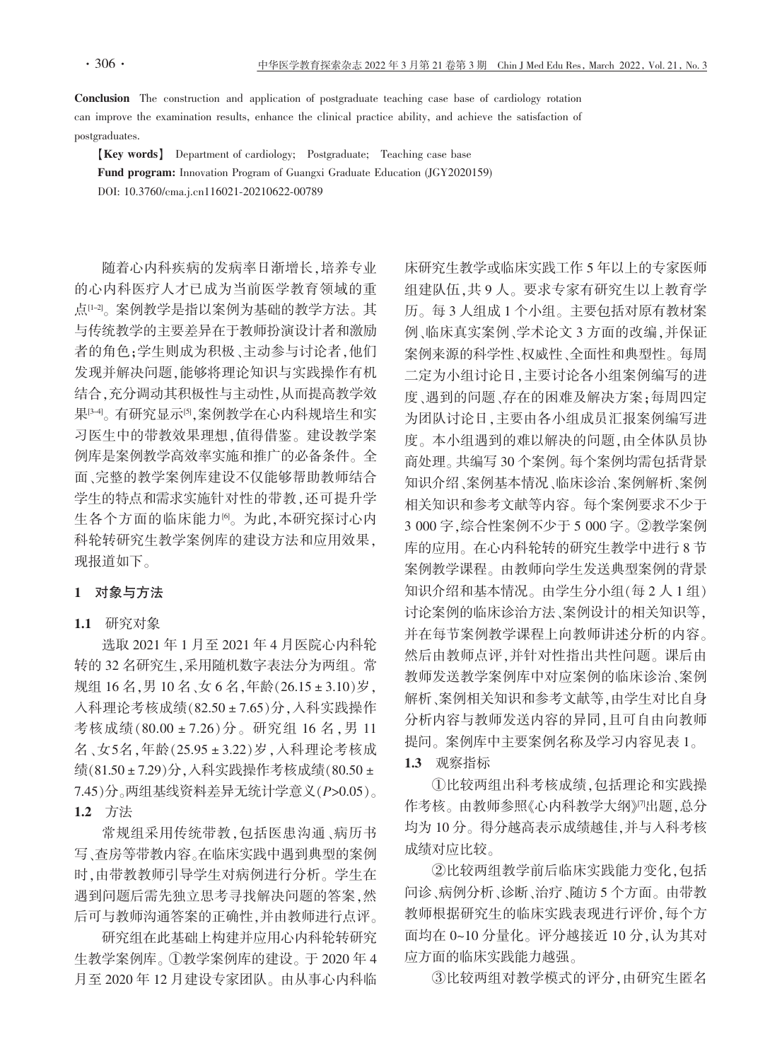**Conclusion** The construction and application of postgraduate teaching case base of cardiology rotation can improve the examination results, enhance the clinical practice ability, and achieve the satisfaction of postgraduates.

【**Key words**】 Department of cardiology; Postgraduate; Teaching case base

**Fund program:** Innovation Program of Guangxi Graduate Education (JGY2020159)

DOI: 10.3760/cma.j.cn116021-20210622-00789

随着心内科疾病的发病率日渐增长，培养专业的心内科医疗人才已成为当前医学教育领域的重点[1-2]。案例教学是指以案例为基础的教学方法。其与传统教学的主要差异在于教师扮演设计者和激励者的角色；学生则成为积极、主动参与讨论者，他们发现并解决问题，能够将理论知识与实践操作有机结合，充分调动其积极性与主动性，从而提高教学效果[3-4]。有研究显示[5]，案例教学在心内科规培生和实习医生中的带教效果理想，值得借鉴。建设教学案例库是案例教学高效率实施和推广的必备条件。全面、完整的教学案例库建设不仅能够帮助教师结合学生的特点和需求实施针对性的带教，还可提升学生各个方面的临床能力[6]。为此，本研究探讨心内科轮转研究生教学案例库的建设方法和应用效果，现报道如下。

## 1 对象与方法

### 1.1 研究对象

选取 2021 年 1 月至 2021 年 4 月医院心内科轮转的 32 名研究生，采用随机数字表法分为两组。常规组 16 名，男 10 名、女 6 名，年龄(26.15 ± 3.10)岁，入科理论考核成绩(82.50 ± 7.65)分，入科实践操作考核成绩(80.00 ± 7.26)分。研究组 16 名，男 11 名、女5名，年龄(25.95 ± 3.22)岁，入科理论考核成绩(81.50 ± 7.29)分，入科实践操作考核成绩(80.50 ± 7.45)分。两组基线资料差异无统计学意义($P$>0.05)。

### 1.2 方法

常规组采用传统带教，包括医患沟通、病历书写、查房等带教内容。在临床实践中遇到典型的案例时，由带教教师引导学生对病例进行分析。学生在遇到问题后需先独立思考寻找解决问题的答案，然后可与教师沟通答案的正确性，并由教师进行点评。

研究组在此基础上构建并应用心内科轮转研究生教学案例库。①教学案例库的建设。于 2020 年 4 月至 2020 年 12 月建设专家团队。由从事心内科临床研究生教学或临床实践工作 5 年以上的专家医师组建队伍，共 9 人。要求专家有研究生以上教育学历。每 3 人组成 1 个小组。主要包括对原有教材案例、临床真实案例、学术论文 3 方面的改编，并保证案例来源的科学性、权威性、全面性和典型性。每周二定为小组讨论日，主要讨论各小组案例编写的进度、遇到的问题、存在的困难及解决方案；每周四定为团队讨论日，主要由各小组成员汇报案例编写进度。本小组遇到的难以解决的问题，由全体队员协商处理。共编写 30 个案例。每个案例均需包括背景知识介绍、案例基本情况、临床诊治、案例解析、案例相关知识和参考文献等内容。每个案例要求不少于 3 000 字，综合性案例不少于 5 000 字。②教学案例库的应用。在心内科轮转的研究生教学中进行 8 节案例教学课程。由教师向学生发送典型案例的背景知识介绍和基本情况。由学生分小组(每 2 人 1 组)讨论案例的临床诊治方法、案例设计的相关知识等，并在每节案例教学课程上向教师讲述分析的内容。然后由教师点评，并针对性指出共性问题。课后由教师发送教学案例库中对应案例的临床诊治、案例解析、案例相关知识和参考文献等，由学生对比自身分析内容与教师发送内容的异同，且可自由向教师提问。案例库中主要案例名称及学习内容见表 1。

### 1.3 观察指标

①比较两组出科考核成绩，包括理论和实践操作考核。由教师参照《心内科教学大纲》[7]出题，总分均为 10 分。得分越高表示成绩越佳，并与入科考核成绩对应比较。

②比较两组教学前后临床实践能力变化，包括问诊、病例分析、诊断、治疗、随访 5 个方面。由带教教师根据研究生的临床实践表现进行评价，每个方面均在 0~10 分量化。评分越接近 10 分，认为其对应方面的临床实践能力越强。

③比较两组对教学模式的评分，由研究生匿名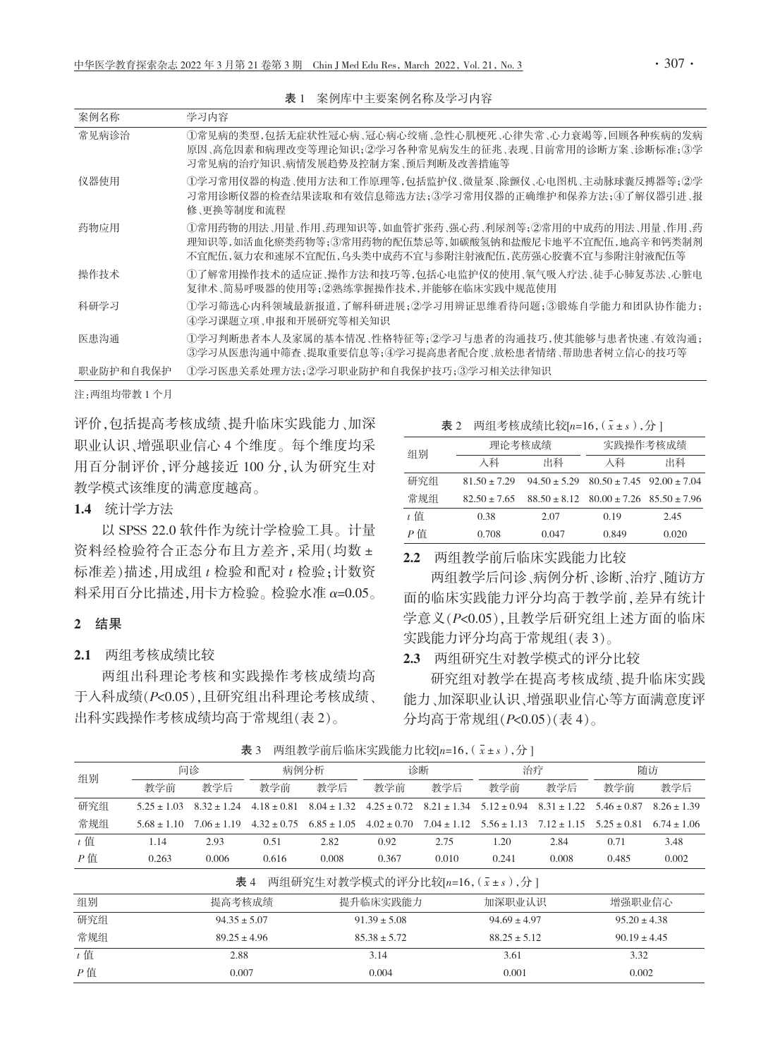**表 1** 案例库中主要案例名称及学习内容

| 案例名称 | 学习内容 |
| --- | --- |
| 常见病诊治 | ①常见病的类型,包括无症状性冠心病、冠心病心绞痛、急性心肌梗死、心律失常、心力衰竭等,回顾各种疾病的发病原因、高危因素和病理改变等理论知识;②学习各种常见病发生的征兆、表现、目前常用的诊断方案、诊断标准;③学习常见病的治疗知识、病情发展趋势及控制方案、预后判断及改善措施等 |
| 仪器使用 | ①学习常用仪器的构造、使用方法和工作原理等,包括监护仪、微量泵、除颤仪、心电图机、主动脉球囊反搏器等;②学习常用诊断仪器的检查结果读取和有效信息筛选方法;③学习常用仪器的正确维护和保养方法;④了解仪器引进、报修、更换等制度和流程 |
| 药物应用 | ①常用药物的用法、用量、作用、药理知识等,如血管扩张药、强心药、利尿剂等;②常用的中成药的用法、用量、作用、药理知识等,如活血化瘀类药物等;③常用药物的配伍禁忌等,如碳酸氢钠和盐酸尼卡地平不宜配伍,地高辛和钙类制剂不宜配伍,氨力农和速尿不宜配伍,乌头类中成药不宜与参附注射液配伍,芪苈强心胶囊不宜与参附注射液配伍等 |
| 操作技术 | ①了解常用操作技术的适应证、操作方法和技巧等,包括心电监护仪的使用、氧气吸入疗法、徒手心肺复苏法、心脏电复律术、简易呼吸器的使用等;②熟练掌握操作技术,并能够在临床实践中规范使用 |
| 科研学习 | ①学习筛选心内科领域最新报道,了解科研进展;②学习用辨证思维看待问题;③锻炼自学能力和团队协作能力;④学习课题立项、申报和开展研究等相关知识 |
| 医患沟通 | ①学习判断患者本人及家属的基本情况、性格特征等;②学习与患者的沟通技巧,使其能够与患者快速、有效沟通;③学习从医患沟通中筛查、提取重要信息等;④学习提高患者配合度、放松患者情绪、帮助患者树立信心的技巧等 |
| 职业防护和自我保护 | ①学习医患关系处理方法;②学习职业防护和自我保护技巧;③学习相关法律知识 |

注:两组均带教 1 个月

评价,包括提高考核成绩、提升临床实践能力、加深职业认识、增强职业信心 4 个维度。每个维度均采用百分制评价,评分越接近 100 分,认为研究生对教学模式该维度的满意度越高。

**1.4** 统计学方法

以 SPSS 22.0 软件作为统计学检验工具。计量资料经检验符合正态分布且方差齐,采用(均数 ± 标准差)描述,用成组 $t$ 检验和配对 $t$ 检验;计数资料采用百分比描述,用卡方检验。检验水准 $\alpha$=0.05。

## 2 结果

**2.1** 两组考核成绩比较

两组出科理论考核和实践操作考核成绩均高于入科成绩($P$<0.05),且研究组出科理论考核成绩、出科实践操作考核成绩均高于常规组(表 2)。

**表 2** 两组考核成绩比较[$n$=16,($\bar{x} \pm s$),分]

| 组别 | 理论考核成绩 | | 实践操作考核成绩 | |
| --- | --- | --- | --- | --- |
| | 入科 | 出科 | 入科 | 出科 |
| 研究组 | 81.50 ± 7.29 | 94.50 ± 5.29 | 80.50 ± 7.45 | 92.00 ± 7.04 |
| 常规组 | 82.50 ± 7.65 | 88.50 ± 8.12 | 80.00 ± 7.26 | 85.50 ± 7.96 |
| $t$ 值 | 0.38 | 2.07 | 0.19 | 2.45 |
| $P$ 值 | 0.708 | 0.047 | 0.849 | 0.020 |

**2.2** 两组教学前后临床实践能力比较

两组教学后问诊、病例分析、诊断、治疗、随访方面的临床实践能力评分均高于教学前,差异有统计学意义($P$<0.05),且教学后研究组上述方面的临床实践能力评分均高于常规组(表 3)。

**2.3** 两组研究生对教学模式的评分比较

研究组对教学在提高考核成绩、提升临床实践能力、加深职业认识、增强职业信心等方面满意度评分均高于常规组($P$<0.05)(表 4)。

**表 3** 两组教学前后临床实践能力比较[$n$=16,($\bar{x} \pm s$),分]

| 组别 | 问诊 | | 病例分析 | | 诊断 | | 治疗 | | 随访 | |
| --- | --- | --- | --- | --- | --- | --- | --- | --- | --- | --- |
| | 教学前 | 教学后 | 教学前 | 教学后 | 教学前 | 教学后 | 教学前 | 教学后 | 教学前 | 教学后 |
| 研究组 | 5.25 ± 1.03 | 8.32 ± 1.24 | 4.18 ± 0.81 | 8.04 ± 1.32 | 4.25 ± 0.72 | 8.21 ± 1.34 | 5.12 ± 0.94 | 8.31 ± 1.22 | 5.46 ± 0.87 | 8.26 ± 1.39 |
| 常规组 | 5.68 ± 1.10 | 7.06 ± 1.19 | 4.32 ± 0.75 | 6.85 ± 1.05 | 4.02 ± 0.70 | 7.04 ± 1.12 | 5.56 ± 1.13 | 7.12 ± 1.15 | 5.25 ± 0.81 | 6.74 ± 1.06 |
| $t$ 值 | 1.14 | 2.93 | 0.51 | 2.82 | 0.92 | 2.75 | 1.20 | 2.84 | 0.71 | 3.48 |
| $P$ 值 | 0.263 | 0.006 | 0.616 | 0.008 | 0.367 | 0.010 | 0.241 | 0.008 | 0.485 | 0.002 |

**表 4** 两组研究生对教学模式的评分比较[$n$=16,($\bar{x} \pm s$),分]

| 组别 | 提高考核成绩 | 提升临床实践能力 | 加深职业认识 | 增强职业信心 |
| --- | --- | --- | --- | --- |
| 研究组 | 94.35 ± 5.07 | 91.39 ± 5.08 | 94.69 ± 4.97 | 95.20 ± 4.38 |
| 常规组 | 89.25 ± 4.96 | 85.38 ± 5.72 | 88.25 ± 5.12 | 90.19 ± 4.45 |
| $t$ 值 | 2.88 | 3.14 | 3.61 | 3.32 |
| $P$ 值 | 0.007 | 0.004 | 0.001 | 0.002 |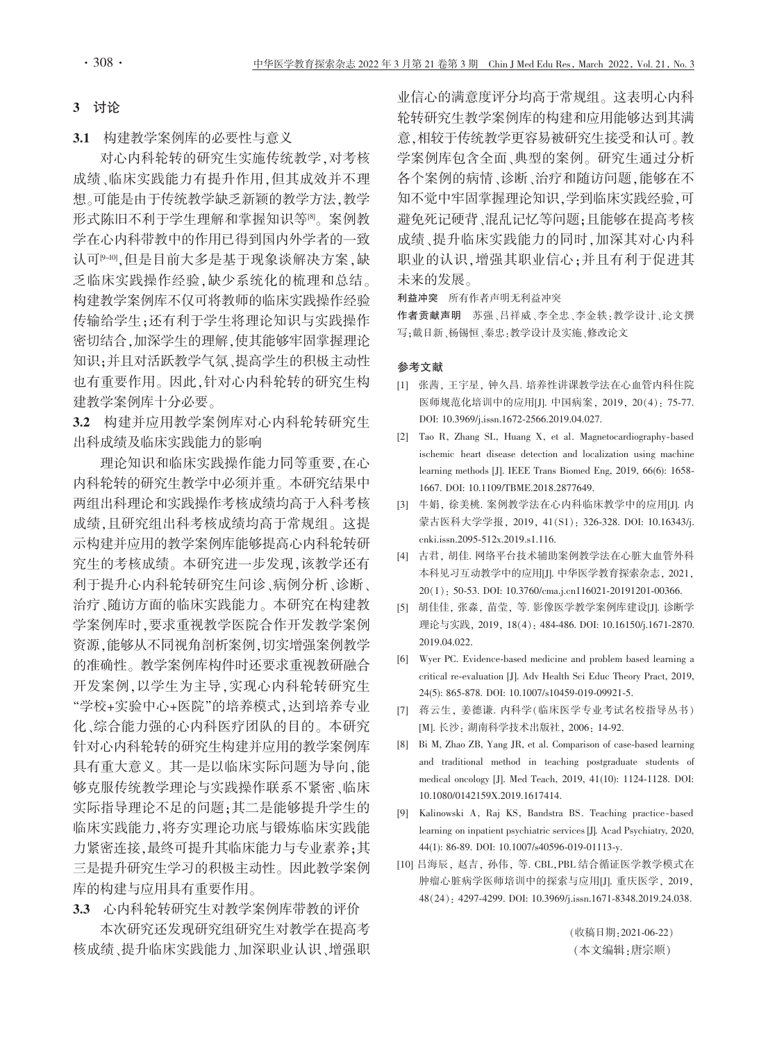## 3 讨论

### 3.1 构建教学案例库的必要性与意义

对心内科轮转的研究生实施传统教学,对考核成绩、临床实践能力有提升作用,但其成效并不理想。可能是由于传统教学缺乏新颖的教学方法,教学形式陈旧不利于学生理解和掌握知识等[8]。案例教学在心内科带教中的作用已得到国内外学者的一致认可[9-10],但是目前大多是基于现象谈解决方案,缺乏临床实践操作经验,缺少系统化的梳理和总结。构建教学案例库不仅可将教师的临床实践操作经验传输给学生;还有利于学生将理论知识与实践操作密切结合,加深学生的理解,使其能够牢固掌握理论知识;并且对活跃教学气氛、提高学生的积极主动性也有重要作用。因此,针对心内科轮转的研究生构建教学案例库十分必要。

### 3.2 构建并应用教学案例库对心内科轮转研究生出科成绩及临床实践能力的影响

理论知识和临床实践操作能力同等重要,在心内科轮转的研究生教学中必须并重。本研究结果中两组出科理论和实践操作考核成绩均高于入科考核成绩,且研究组出科考核成绩均高于常规组。这提示构建并应用的教学案例库能够提高心内科轮转研究生的考核成绩。本研究进一步发现,该教学还有利于提升心内科轮转研究生问诊、病例分析、诊断、治疗、随访方面的临床实践能力。本研究在构建教学案例库时,要求重视教学医院合作开发教学案例资源,能够从不同视角剖析案例,切实增强案例教学的准确性。教学案例库构件时还要求重视教研融合开发案例,以学生为主导,实现心内科轮转研究生"学校+实验中心+医院"的培养模式,达到培养专业化、综合能力强的心内科医疗团队的目的。本研究针对心内科轮转的研究生构建并应用的教学案例库具有重大意义。其一是以临床实际问题为导向,能够克服传统教学理论与实践操作联系不紧密、临床实际指导理论不足的问题;其二是能够提升学生的临床实践能力,将夯实理论功底与锻炼临床实践能力紧密连接,最终可提升其临床能力与专业素养;其三是提升研究生学习的积极主动性。因此教学案例库的构建与应用具有重要作用。

### 3.3 心内科轮转研究生对教学案例库带教的评价

本次研究还发现研究组研究生对教学在提高考核成绩、提升临床实践能力、加深职业认识、增强职业信心的满意度评分均高于常规组。这表明心内科轮转研究生教学案例库的构建和应用能够达到其满意,相较于传统教学更容易被研究生接受和认可。教学案例库包含全面、典型的案例。研究生通过分析各个案例的病情、诊断、治疗和随访问题,能够在不知不觉中牢固掌握理论知识,学到临床实践经验,可避免死记硬背、混乱记忆等问题;且能够在提高考核成绩、提升临床实践能力的同时,加深其对心内科职业的认识,增强其职业信心;并且有利于促进其未来的发展。

**利益冲突** 所有作者声明无利益冲突

**作者贡献声明** 苏强、吕祥威、李全忠、李金轶:教学设计、论文撰写;戴日新、杨锡恒、秦忠:教学设计及实施、修改论文

## 参考文献

[1] 张茜,王宇星,钟久昌. 培养性讲课教学法在心血管内科住院医师规范化培训中的应用[J]. 中国病案,2019,20(4):75-77. DOI: 10.3969/j.issn.1672-2566.2019.04.027.

[2] Tao R, Zhang SL, Huang X, et al. Magnetocardiography-based ischemic heart disease detection and localization using machine learning methods [J]. IEEE Trans Biomed Eng, 2019, 66(6): 1658-1667. DOI: 10.1109/TBME.2018.2877649.

[3] 牛娟,徐美桃. 案例教学法在心内科临床教学中的应用[J]. 内蒙古医科大学学报,2019,41(S1):326-328. DOI: 10.16343/j.cnki.issn.2095-512x.2019.s1.116.

[4] 古君,胡佳. 网络平台技术辅助案例教学法在心脏大血管外科本科见习互动教学中的应用[J]. 中华医学教育探索杂志,2021,20(1):50-53. DOI: 10.3760/cma.j.cn116021-20191201-00366.

[5] 胡佳佳,张淼,苗莹,等. 影像医学教学案例库建设[J]. 诊断学理论与实践,2019,18(4):484-486. DOI: 10.16150/j.1671-2870.2019.04.022.

[6] Wyer PC. Evidence-based medicine and problem based learning a critical re-evaluation [J]. Adv Health Sci Educ Theory Pract, 2019, 24(5): 865-878. DOI: 10.1007/s10459-019-09921-5.

[7] 蒋云生,姜德谦. 内科学(临床医学专业考试名校指导丛书)[M]. 长沙:湖南科学技术出版社,2006:14-92.

[8] Bi M, Zhao ZB, Yang JR, et al. Comparison of case-based learning and traditional method in teaching postgraduate students of medical oncology [J]. Med Teach, 2019, 41(10): 1124-1128. DOI: 10.1080/0142159X.2019.1617414.

[9] Kalinowski A, Raj KS, Bandstra BS. Teaching practice-based learning on inpatient psychiatric services [J]. Acad Psychiatry, 2020, 44(1): 86-89. DOI: 10.1007/s40596-019-01113-y.

[10] 吕海辰,赵吉,孙伟,等. CBL,PBL 结合循证医学教学模式在肿瘤心脏病学医师培训中的探索与应用[J]. 重庆医学,2019,48(24):4297-4299. DOI: 10.3969/j.issn.1671-8348.2019.24.038.

(收稿日期:2021-06-22)

(本文编辑:唐宗顺)